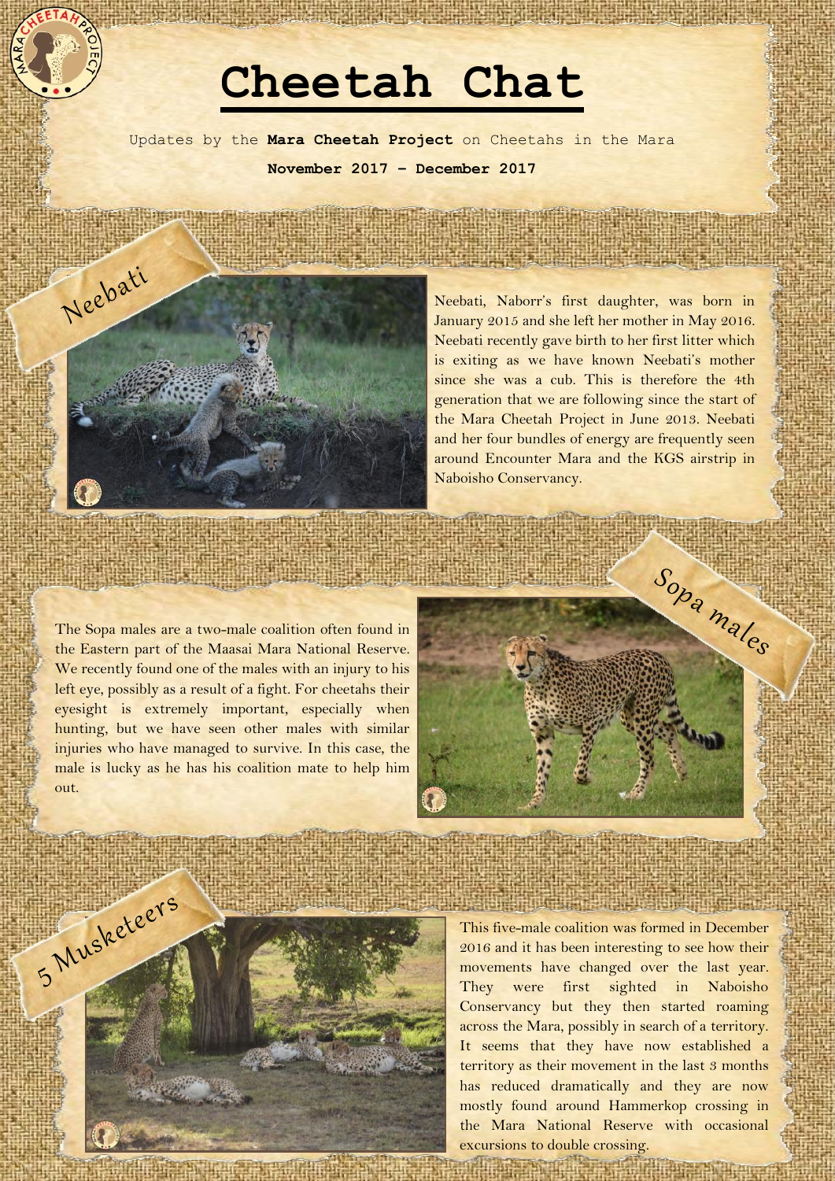# Cheetah Chat

Updates by the **Mara Cheetah Project** on Cheetahs in the Mara

**November 2017 – December 2017**

## Neebati

Neebati, Naborr's first daughter, was born in January 2015 and she left her mother in May 2016. Neebati recently gave birth to her first litter which is exiting as we have known Neebati's mother since she was a cub. This is therefore the 4th generation that we are following since the start of the Mara Cheetah Project in June 2013. Neebati and her four bundles of energy are frequently seen around Encounter Mara and the KGS airstrip in Naboisho Conservancy.

## Sopa males

The Sopa males are a two-male coalition often found in the Eastern part of the Maasai Mara National Reserve. We recently found one of the males with an injury to his left eye, possibly as a result of a fight. For cheetahs their eyesight is extremely important, especially when hunting, but we have seen other males with similar injuries who have managed to survive. In this case, the male is lucky as he has his coalition mate to help him out.

## 5 Musketeers

This five-male coalition was formed in December 2016 and it has been interesting to see how their movements have changed over the last year. They were first sighted in Naboisho Conservancy but they then started roaming across the Mara, possibly in search of a territory. It seems that they have now established a territory as their movement in the last 3 months has reduced dramatically and they are now mostly found around Hammerkop crossing in the Mara National Reserve with occasional excursions to double crossing.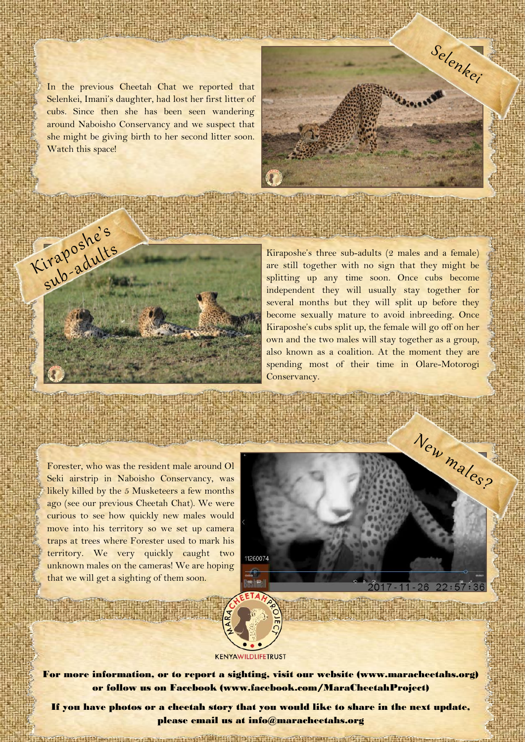## Selenkei

In the previous Cheetah Chat we reported that Selenkei, Imani's daughter, had lost her first litter of cubs. Since then she has been seen wandering around Naboisho Conservancy and we suspect that she might be giving birth to her second litter soon. Watch this space!

## Kiraposhe's sub-adults

Kiraposhe's three sub-adults (2 males and a female) are still together with no sign that they might be splitting up any time soon. Once cubs become independent they will usually stay together for several months but they will split up before they become sexually mature to avoid inbreeding. Once Kiraposhe's cubs split up, the female will go off on her own and the two males will stay together as a group, also known as a coalition. At the moment they are spending most of their time in Olare-Motorogi Conservancy.

## New males?

Forester, who was the resident male around Ol Seki airstrip in Naboisho Conservancy, was likely killed by the 5 Musketeers a few months ago (see our previous Cheetah Chat). We were curious to see how quickly new males would move into his territory so we set up camera traps at trees where Forester used to mark his territory. We very quickly caught two unknown males on the cameras! We are hoping that we will get a sighting of them soon.

MARA CHEETAH PROJECT

KENYA WILDLIFE TRUST

**For more information, or to report a sighting, visit our website (www.maracheetahs.org) or follow us on Facebook (www.facebook.com/MaraCheetahProject)**

**If you have photos or a cheetah story that you would like to share in the next update, please email us at info@maracheetahs.org**